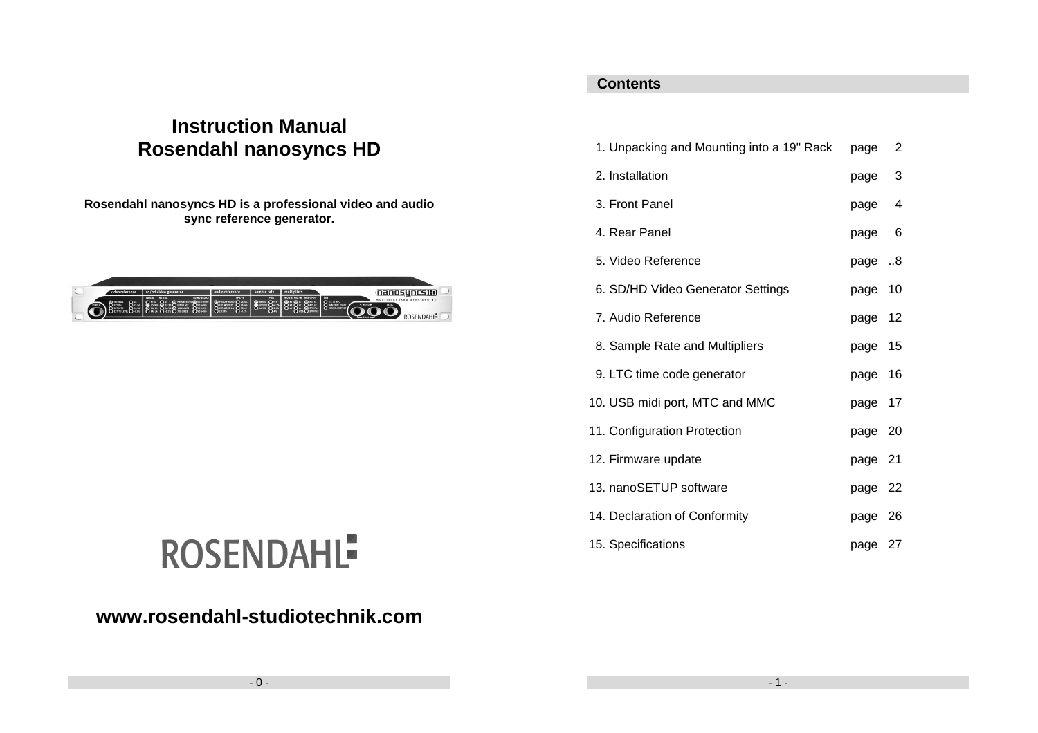# Instruction Manual
# Rosendahl nanosyncs HD

**Rosendahl nanosyncs HD is a professional video and audio sync reference generator.**

ROSENDAHL

**www.rosendahl-studiotechnik.com**

## Contents

| | | |
|---|---|---|
| 1. Unpacking and Mounting into a 19" Rack | page | 2 |
| 2. Installation | page | 3 |
| 3. Front Panel | page | 4 |
| 4. Rear Panel | page | 6 |
| 5. Video Reference | page | ..8 |
| 6. SD/HD Video Generator Settings | page | 10 |
| 7. Audio Reference | page | 12 |
| 8. Sample Rate and Multipliers | page | 15 |
| 9. LTC time code generator | page | 16 |
| 10. USB midi port, MTC and MMC | page | 17 |
| 11. Configuration Protection | page | 20 |
| 12. Firmware update | page | 21 |
| 13. nanoSETUP software | page | 22 |
| 14. Declaration of Conformity | page | 26 |
| 15. Specifications | page | 27 |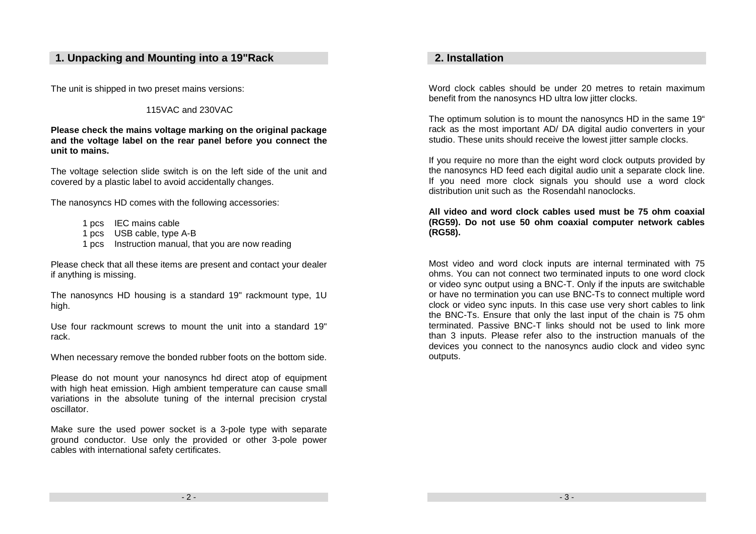## 1. Unpacking and Mounting into a 19"Rack

The unit is shipped in two preset mains versions:

115VAC and 230VAC

**Please check the mains voltage marking on the original package and the voltage label on the rear panel before you connect the unit to mains.**

The voltage selection slide switch is on the left side of the unit and covered by a plastic label to avoid accidentally changes.

The nanosyncs HD comes with the following accessories:

- 1 pcs IEC mains cable
- 1 pcs USB cable, type A-B
- 1 pcs Instruction manual, that you are now reading

Please check that all these items are present and contact your dealer if anything is missing.

The nanosyncs HD housing is a standard 19" rackmount type, 1U high.

Use four rackmount screws to mount the unit into a standard 19" rack.

When necessary remove the bonded rubber foots on the bottom side.

Please do not mount your nanosyncs hd direct atop of equipment with high heat emission. High ambient temperature can cause small variations in the absolute tuning of the internal precision crystal oscillator.

Make sure the used power socket is a 3-pole type with separate ground conductor. Use only the provided or other 3-pole power cables with international safety certificates.

## 2. Installation

Word clock cables should be under 20 metres to retain maximum benefit from the nanosyncs HD ultra low jitter clocks.

The optimum solution is to mount the nanosyncs HD in the same 19" rack as the most important AD/ DA digital audio converters in your studio. These units should receive the lowest jitter sample clocks.

If you require no more than the eight word clock outputs provided by the nanosyncs HD feed each digital audio unit a separate clock line. If you need more clock signals you should use a word clock distribution unit such as the Rosendahl nanoclocks.

**All video and word clock cables used must be 75 ohm coaxial (RG59). Do not use 50 ohm coaxial computer network cables (RG58).**

Most video and word clock inputs are internal terminated with 75 ohms. You can not connect two terminated inputs to one word clock or video sync output using a BNC-T. Only if the inputs are switchable or have no termination you can use BNC-Ts to connect multiple word clock or video sync inputs. In this case use very short cables to link the BNC-Ts. Ensure that only the last input of the chain is 75 ohm terminated. Passive BNC-T links should not be used to link more than 3 inputs. Please refer also to the instruction manuals of the devices you connect to the nanosyncs audio clock and video sync outputs.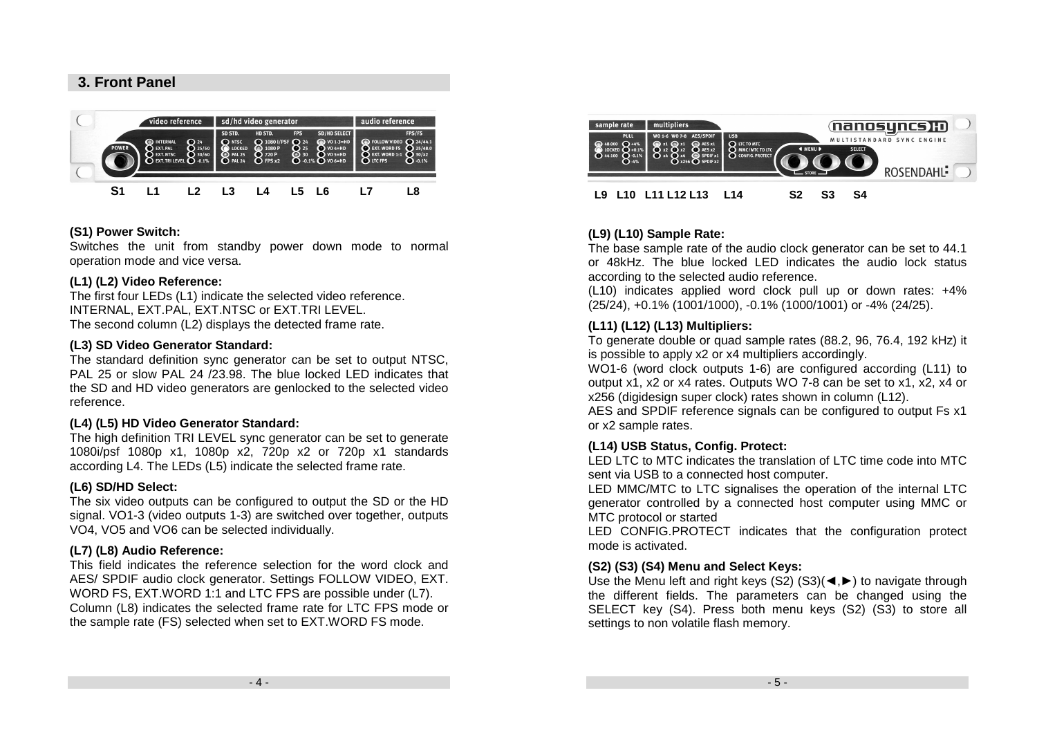## 3. Front Panel

S1 L1 L2 L3 L4 L5 L6 L7 L8

**(S1) Power Switch:**
Switches the unit from standby power down mode to normal operation mode and vice versa.

**(L1) (L2) Video Reference:**
The first four LEDs (L1) indicate the selected video reference. INTERNAL, EXT.PAL, EXT.NTSC or EXT.TRI LEVEL.
The second column (L2) displays the detected frame rate.

**(L3) SD Video Generator Standard:**
The standard definition sync generator can be set to output NTSC, PAL 25 or slow PAL 24 /23.98. The blue locked LED indicates that the SD and HD video generators are genlocked to the selected video reference.

**(L4) (L5) HD Video Generator Standard:**
The high definition TRI LEVEL sync generator can be set to generate 1080i/psf 1080p x1, 1080p x2, 720p x2 or 720p x1 standards according L4. The LEDs (L5) indicate the selected frame rate.

**(L6) SD/HD Select:**
The six video outputs can be configured to output the SD or the HD signal. VO1-3 (video outputs 1-3) are switched over together, outputs VO4, VO5 and VO6 can be selected individually.

**(L7) (L8) Audio Reference:**
This field indicates the reference selection for the word clock and AES/ SPDIF audio clock generator. Settings FOLLOW VIDEO, EXT. WORD FS, EXT.WORD 1:1 and LTC FPS are possible under (L7).
Column (L8) indicates the selected frame rate for LTC FPS mode or the sample rate (FS) selected when set to EXT.WORD FS mode.

L9 L10 L11 L12 L13 L14 S2 S3 S4

**(L9) (L10) Sample Rate:**
The base sample rate of the audio clock generator can be set to 44.1 or 48kHz. The blue locked LED indicates the audio lock status according to the selected audio reference.
(L10) indicates applied word clock pull up or down rates: +4% (25/24), +0.1% (1001/1000), -0.1% (1000/1001) or -4% (24/25).

**(L11) (L12) (L13) Multipliers:**
To generate double or quad sample rates (88.2, 96, 76.4, 192 kHz) it is possible to apply x2 or x4 multipliers accordingly.
WO1-6 (word clock outputs 1-6) are configured according (L11) to output x1, x2 or x4 rates. Outputs WO 7-8 can be set to x1, x2, x4 or x256 (digidesign super clock) rates shown in column (L12).
AES and SPDIF reference signals can be configured to output Fs x1 or x2 sample rates.

**(L14) USB Status, Config. Protect:**
LED LTC to MTC indicates the translation of LTC time code into MTC sent via USB to a connected host computer.
LED MMC/MTC to LTC signalises the operation of the internal LTC generator controlled by a connected host computer using MMC or MTC protocol or started
LED CONFIG.PROTECT indicates that the configuration protect mode is activated.

**(S2) (S3) (S4) Menu and Select Keys:**
Use the Menu left and right keys (S2) (S3)(◄,►) to navigate through the different fields. The parameters can be changed using the SELECT key (S4). Press both menu keys (S2) (S3) to store all settings to non volatile flash memory.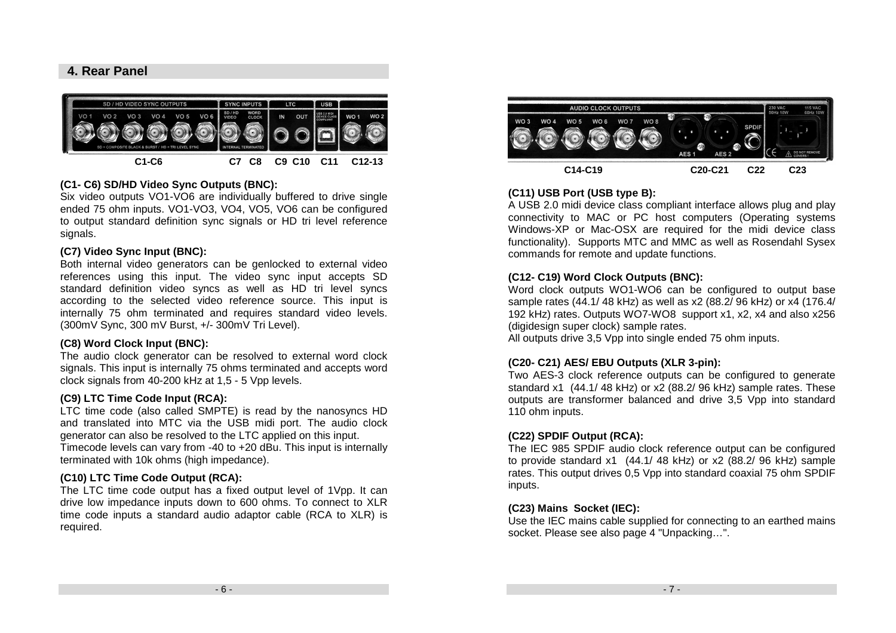## 4. Rear Panel

C1-C6 C7 C8 C9 C10 C11 C12-13

**(C1- C6) SD/HD Video Sync Outputs (BNC):**
Six video outputs VO1-VO6 are individually buffered to drive single ended 75 ohm inputs. VO1-VO3, VO4, VO5, VO6 can be configured to output standard definition sync signals or HD tri level reference signals.

**(C7) Video Sync Input (BNC):**
Both internal video generators can be genlocked to external video references using this input. The video sync input accepts SD standard definition video syncs as well as HD tri level syncs according to the selected video reference source. This input is internally 75 ohm terminated and requires standard video levels. (300mV Sync, 300 mV Burst, +/- 300mV Tri Level).

**(C8) Word Clock Input (BNC):**
The audio clock generator can be resolved to external word clock signals. This input is internally 75 ohms terminated and accepts word clock signals from 40-200 kHz at 1,5 - 5 Vpp levels.

**(C9) LTC Time Code Input (RCA):**
LTC time code (also called SMPTE) is read by the nanosyncs HD and translated into MTC via the USB midi port. The audio clock generator can also be resolved to the LTC applied on this input.
Timecode levels can vary from -40 to +20 dBu. This input is internally terminated with 10k ohms (high impedance).

**(C10) LTC Time Code Output (RCA):**
The LTC time code output has a fixed output level of 1Vpp. It can drive low impedance inputs down to 600 ohms. To connect to XLR time code inputs a standard audio adaptor cable (RCA to XLR) is required.

C14-C19 C20-C21 C22 C23

**(C11) USB Port (USB type B):**
A USB 2.0 midi device class compliant interface allows plug and play connectivity to MAC or PC host computers (Operating systems Windows-XP or Mac-OSX are required for the midi device class functionality). Supports MTC and MMC as well as Rosendahl Sysex commands for remote and update functions.

**(C12- C19) Word Clock Outputs (BNC):**
Word clock outputs WO1-WO6 can be configured to output base sample rates (44.1/ 48 kHz) as well as x2 (88.2/ 96 kHz) or x4 (176.4/ 192 kHz) rates. Outputs WO7-WO8 support x1, x2, x4 and also x256 (digidesign super clock) sample rates.
All outputs drive 3,5 Vpp into single ended 75 ohm inputs.

**(C20- C21) AES/ EBU Outputs (XLR 3-pin):**
Two AES-3 clock reference outputs can be configured to generate standard x1 (44.1/ 48 kHz) or x2 (88.2/ 96 kHz) sample rates. These outputs are transformer balanced and drive 3,5 Vpp into standard 110 ohm inputs.

**(C22) SPDIF Output (RCA):**
The IEC 985 SPDIF audio clock reference output can be configured to provide standard x1 (44.1/ 48 kHz) or x2 (88.2/ 96 kHz) sample rates. This output drives 0,5 Vpp into standard coaxial 75 ohm SPDIF inputs.

**(C23) Mains Socket (IEC):**
Use the IEC mains cable supplied for connecting to an earthed mains socket. Please see also page 4 "Unpacking…".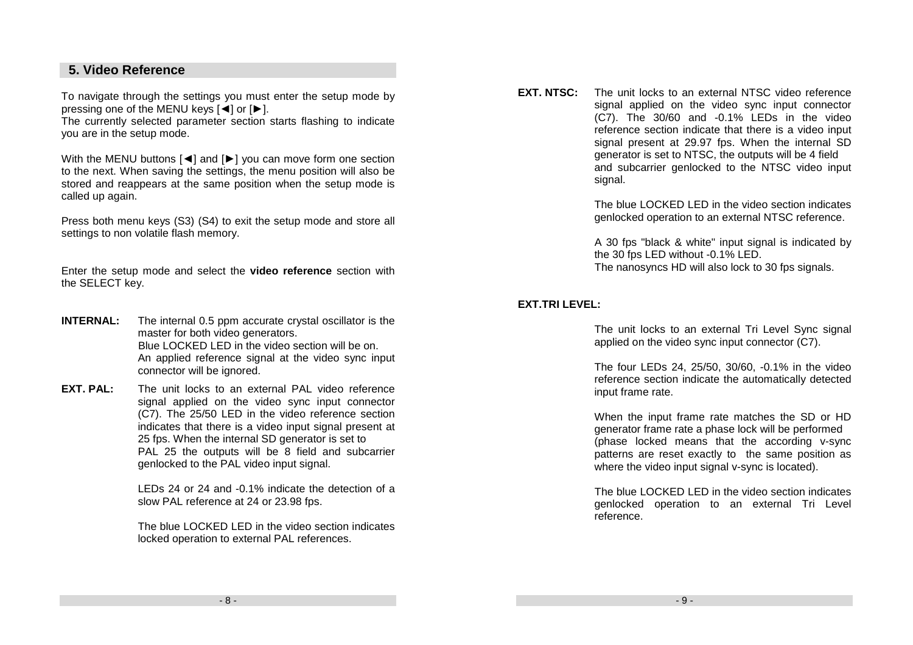## 5. Video Reference

To navigate through the settings you must enter the setup mode by pressing one of the MENU keys [◄] or [►].
The currently selected parameter section starts flashing to indicate you are in the setup mode.

With the MENU buttons [◄] and [►] you can move form one section to the next. When saving the settings, the menu position will also be stored and reappears at the same position when the setup mode is called up again.

Press both menu keys (S3) (S4) to exit the setup mode and store all settings to non volatile flash memory.

Enter the setup mode and select the **video reference** section with the SELECT key.

**INTERNAL:** The internal 0.5 ppm accurate crystal oscillator is the master for both video generators.
Blue LOCKED LED in the video section will be on.
An applied reference signal at the video sync input connector will be ignored.

**EXT. PAL:** The unit locks to an external PAL video reference signal applied on the video sync input connector (C7). The 25/50 LED in the video reference section indicates that there is a video input signal present at 25 fps. When the internal SD generator is set to PAL 25 the outputs will be 8 field and subcarrier genlocked to the PAL video input signal.

LEDs 24 or 24 and -0.1% indicate the detection of a slow PAL reference at 24 or 23.98 fps.

The blue LOCKED LED in the video section indicates locked operation to external PAL references.

**EXT. NTSC:** The unit locks to an external NTSC video reference signal applied on the video sync input connector (C7). The 30/60 and -0.1% LEDs in the video reference section indicate that there is a video input signal present at 29.97 fps. When the internal SD generator is set to NTSC, the outputs will be 4 field and subcarrier genlocked to the NTSC video input signal.

The blue LOCKED LED in the video section indicates genlocked operation to an external NTSC reference.

A 30 fps "black & white" input signal is indicated by the 30 fps LED without -0.1% LED.
The nanosyncs HD will also lock to 30 fps signals.

**EXT.TRI LEVEL:**

The unit locks to an external Tri Level Sync signal applied on the video sync input connector (C7).

The four LEDs 24, 25/50, 30/60, -0.1% in the video reference section indicate the automatically detected input frame rate.

When the input frame rate matches the SD or HD generator frame rate a phase lock will be performed (phase locked means that the according v-sync patterns are reset exactly to the same position as where the video input signal v-sync is located).

The blue LOCKED LED in the video section indicates genlocked operation to an external Tri Level reference.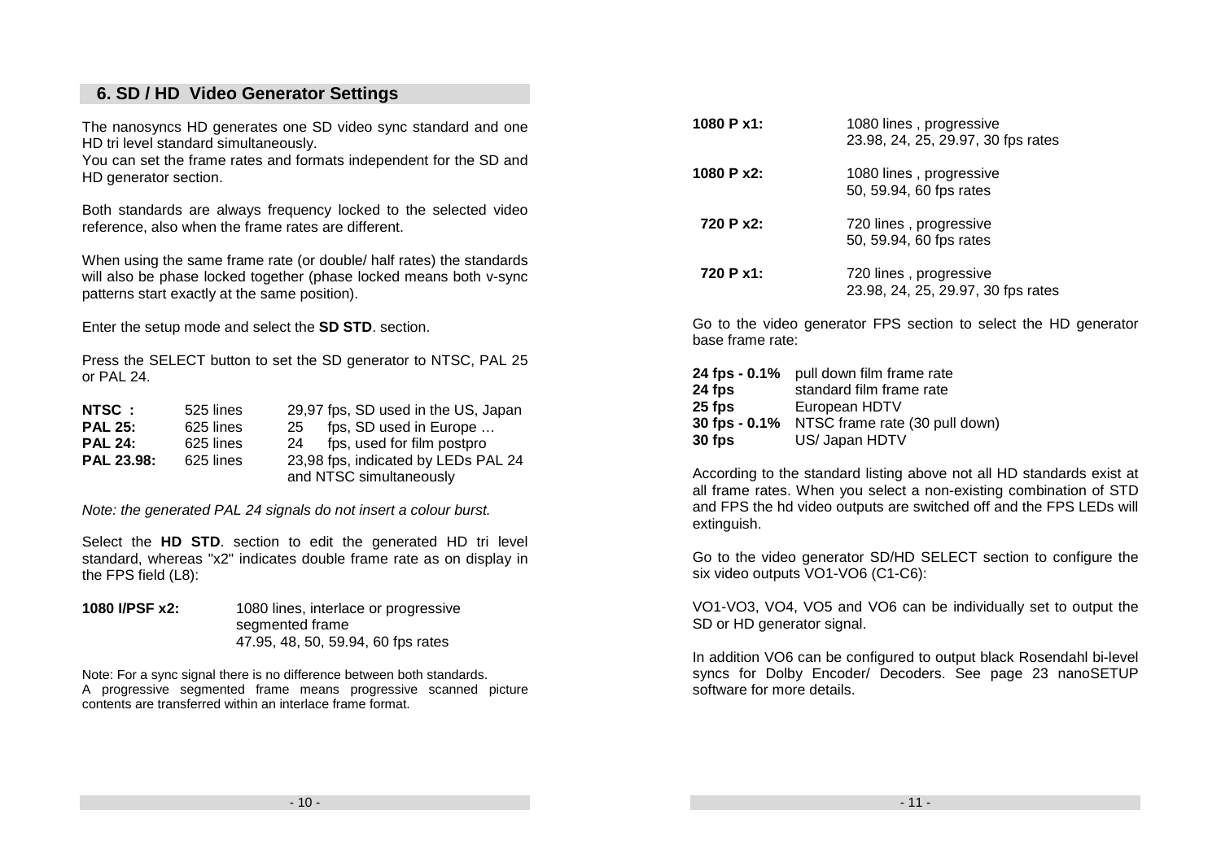## 6. SD / HD Video Generator Settings

The nanosyncs HD generates one SD video sync standard and one HD tri level standard simultaneously.
You can set the frame rates and formats independent for the SD and HD generator section.

Both standards are always frequency locked to the selected video reference, also when the frame rates are different.

When using the same frame rate (or double/ half rates) the standards will also be phase locked together (phase locked means both v-sync patterns start exactly at the same position).

Enter the setup mode and select the **SD STD**. section.

Press the SELECT button to set the SD generator to NTSC, PAL 25 or PAL 24.

| | | |
|---|---|---|
| **NTSC :** | 525 lines | 29,97 fps, SD used in the US, Japan |
| **PAL 25:** | 625 lines | 25 fps, SD used in Europe … |
| **PAL 24:** | 625 lines | 24 fps, used for film postpro |
| **PAL 23.98:** | 625 lines | 23,98 fps, indicated by LEDs PAL 24 and NTSC simultaneously |

*Note: the generated PAL 24 signals do not insert a colour burst.*

Select the **HD STD**. section to edit the generated HD tri level standard, whereas "x2" indicates double frame rate as on display in the FPS field (L8):

| | |
|---|---|
| **1080 I/PSF x2:** | 1080 lines, interlace or progressive segmented frame<br>47.95, 48, 50, 59.94, 60 fps rates |

Note: For a sync signal there is no difference between both standards.
A progressive segmented frame means progressive scanned picture contents are transferred within an interlace frame format.

| | |
|---|---|
| **1080 P x1:** | 1080 lines , progressive<br>23.98, 24, 25, 29.97, 30 fps rates |
| **1080 P x2:** | 1080 lines , progressive<br>50, 59.94, 60 fps rates |
| **720 P x2:** | 720 lines , progressive<br>50, 59.94, 60 fps rates |
| **720 P x1:** | 720 lines , progressive<br>23.98, 24, 25, 29.97, 30 fps rates |

Go to the video generator FPS section to select the HD generator base frame rate:

| | |
|---|---|
| **24 fps - 0.1%** | pull down film frame rate |
| **24 fps** | standard film frame rate |
| **25 fps** | European HDTV |
| **30 fps - 0.1%** | NTSC frame rate (30 pull down) |
| **30 fps** | US/ Japan HDTV |

According to the standard listing above not all HD standards exist at all frame rates. When you select a non-existing combination of STD and FPS the hd video outputs are switched off and the FPS LEDs will extinguish.

Go to the video generator SD/HD SELECT section to configure the six video outputs VO1-VO6 (C1-C6):

VO1-VO3, VO4, VO5 and VO6 can be individually set to output the SD or HD generator signal.

In addition VO6 can be configured to output black Rosendahl bi-level syncs for Dolby Encoder/ Decoders. See page 23 nanoSETUP software for more details.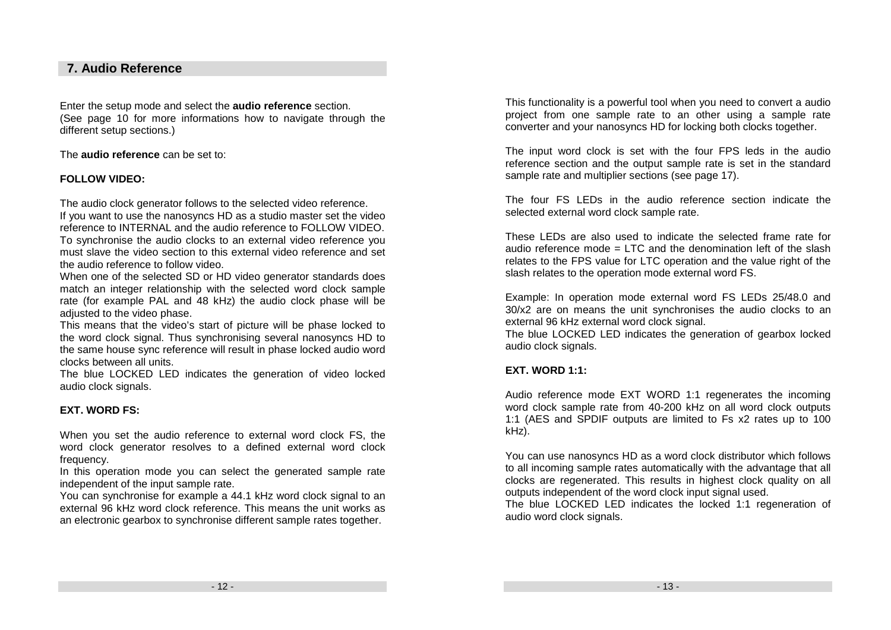## 7. Audio Reference

Enter the setup mode and select the **audio reference** section.
(See page 10 for more informations how to navigate through the different setup sections.)

The **audio reference** can be set to:

**FOLLOW VIDEO:**

The audio clock generator follows to the selected video reference.
If you want to use the nanosyncs HD as a studio master set the video reference to INTERNAL and the audio reference to FOLLOW VIDEO.
To synchronise the audio clocks to an external video reference you must slave the video section to this external video reference and set the audio reference to follow video.
When one of the selected SD or HD video generator standards does match an integer relationship with the selected word clock sample rate (for example PAL and 48 kHz) the audio clock phase will be adjusted to the video phase.
This means that the video's start of picture will be phase locked to the word clock signal. Thus synchronising several nanosyncs HD to the same house sync reference will result in phase locked audio word clocks between all units.
The blue LOCKED LED indicates the generation of video locked audio clock signals.

**EXT. WORD FS:**

When you set the audio reference to external word clock FS, the word clock generator resolves to a defined external word clock frequency.
In this operation mode you can select the generated sample rate independent of the input sample rate.
You can synchronise for example a 44.1 kHz word clock signal to an external 96 kHz word clock reference. This means the unit works as an electronic gearbox to synchronise different sample rates together.

This functionality is a powerful tool when you need to convert a audio project from one sample rate to an other using a sample rate converter and your nanosyncs HD for locking both clocks together.

The input word clock is set with the four FPS leds in the audio reference section and the output sample rate is set in the standard sample rate and multiplier sections (see page 17).

The four FS LEDs in the audio reference section indicate the selected external word clock sample rate.

These LEDs are also used to indicate the selected frame rate for audio reference mode = LTC and the denomination left of the slash relates to the FPS value for LTC operation and the value right of the slash relates to the operation mode external word FS.

Example: In operation mode external word FS LEDs 25/48.0 and 30/x2 are on means the unit synchronises the audio clocks to an external 96 kHz external word clock signal.
The blue LOCKED LED indicates the generation of gearbox locked audio clock signals.

**EXT. WORD 1:1:**

Audio reference mode EXT WORD 1:1 regenerates the incoming word clock sample rate from 40-200 kHz on all word clock outputs 1:1 (AES and SPDIF outputs are limited to Fs x2 rates up to 100 kHz).

You can use nanosyncs HD as a word clock distributor which follows to all incoming sample rates automatically with the advantage that all clocks are regenerated. This results in highest clock quality on all outputs independent of the word clock input signal used.
The blue LOCKED LED indicates the locked 1:1 regeneration of audio word clock signals.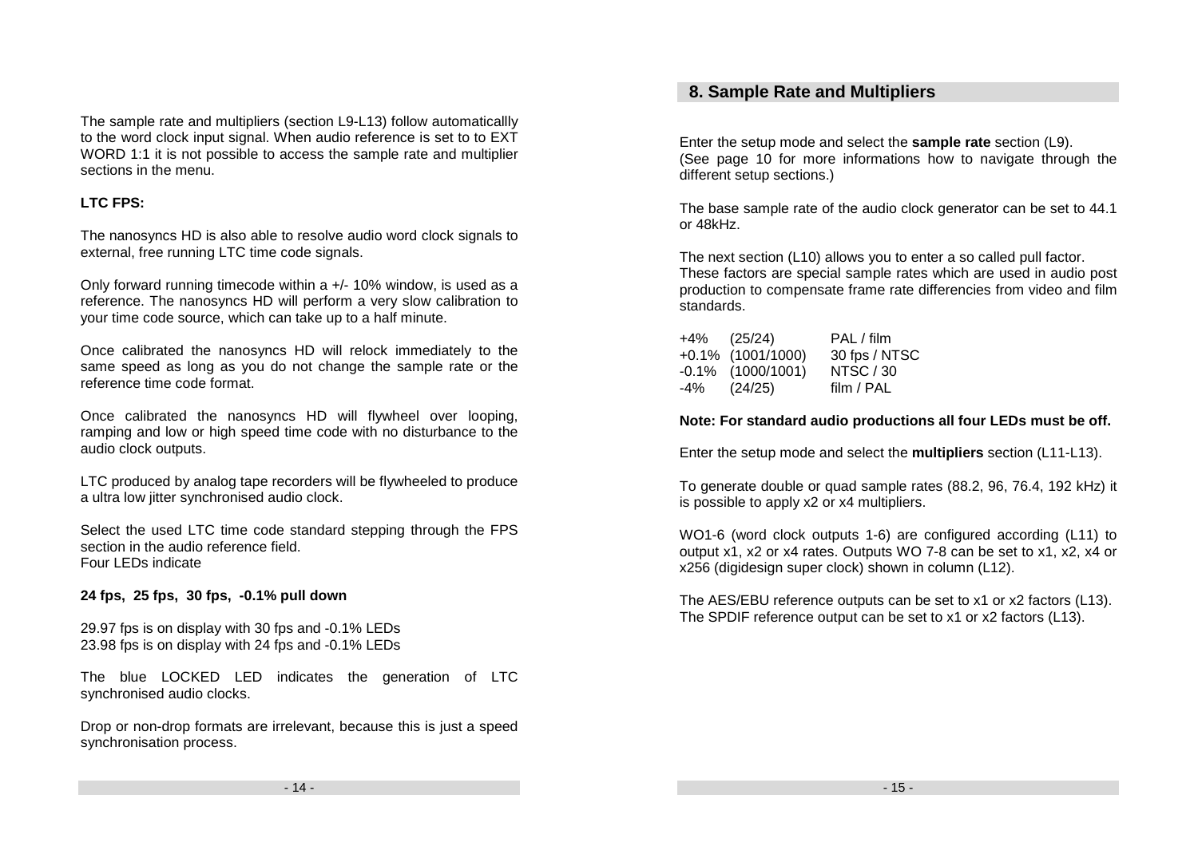The sample rate and multipliers (section L9-L13) follow automaticallly to the word clock input signal. When audio reference is set to to EXT WORD 1:1 it is not possible to access the sample rate and multiplier sections in the menu.

**LTC FPS:**

The nanosyncs HD is also able to resolve audio word clock signals to external, free running LTC time code signals.

Only forward running timecode within a +/- 10% window, is used as a reference. The nanosyncs HD will perform a very slow calibration to your time code source, which can take up to a half minute.

Once calibrated the nanosyncs HD will relock immediately to the same speed as long as you do not change the sample rate or the reference time code format.

Once calibrated the nanosyncs HD will flywheel over looping, ramping and low or high speed time code with no disturbance to the audio clock outputs.

LTC produced by analog tape recorders will be flywheeled to produce a ultra low jitter synchronised audio clock.

Select the used LTC time code standard stepping through the FPS section in the audio reference field.
Four LEDs indicate

**24 fps, 25 fps, 30 fps, -0.1% pull down**

29.97 fps is on display with 30 fps and -0.1% LEDs
23.98 fps is on display with 24 fps and -0.1% LEDs

The blue LOCKED LED indicates the generation of LTC synchronised audio clocks.

Drop or non-drop formats are irrelevant, because this is just a speed synchronisation process.

## 8. Sample Rate and Multipliers

Enter the setup mode and select the **sample rate** section (L9).
(See page 10 for more informations how to navigate through the different setup sections.)

The base sample rate of the audio clock generator can be set to 44.1 or 48kHz.

The next section (L10) allows you to enter a so called pull factor.
These factors are special sample rates which are used in audio post production to compensate frame rate differencies from video and film standards.

| | | |
|---|---|---|
| +4% | (25/24) | PAL / film |
| +0.1% | (1001/1000) | 30 fps / NTSC |
| -0.1% | (1000/1001) | NTSC / 30 |
| -4% | (24/25) | film / PAL |

**Note: For standard audio productions all four LEDs must be off.**

Enter the setup mode and select the **multipliers** section (L11-L13).

To generate double or quad sample rates (88.2, 96, 76.4, 192 kHz) it is possible to apply x2 or x4 multipliers.

WO1-6 (word clock outputs 1-6) are configured according (L11) to output x1, x2 or x4 rates. Outputs WO 7-8 can be set to x1, x2, x4 or x256 (digidesign super clock) shown in column (L12).

The AES/EBU reference outputs can be set to x1 or x2 factors (L13).
The SPDIF reference output can be set to x1 or x2 factors (L13).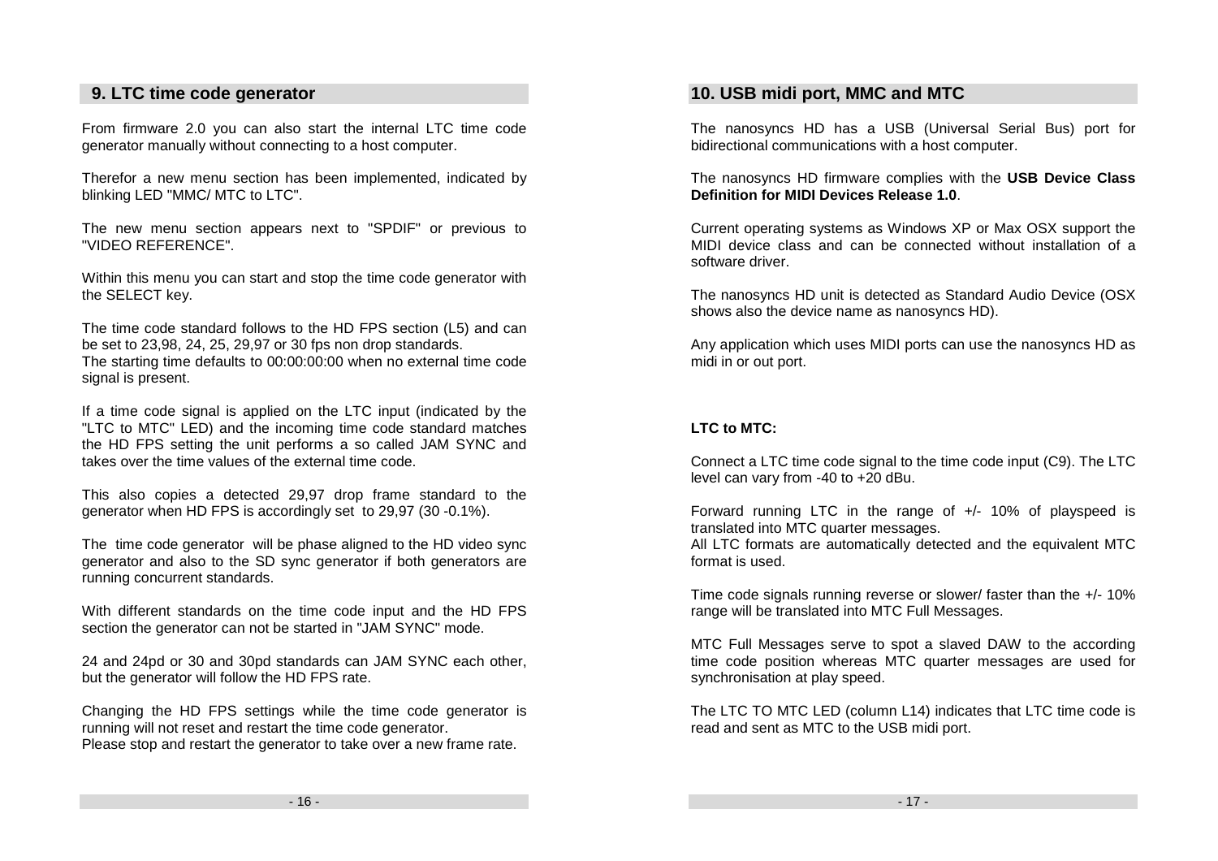## 9. LTC time code generator

From firmware 2.0 you can also start the internal LTC time code generator manually without connecting to a host computer.

Therefor a new menu section has been implemented, indicated by blinking LED "MMC/ MTC to LTC".

The new menu section appears next to "SPDIF" or previous to "VIDEO REFERENCE".

Within this menu you can start and stop the time code generator with the SELECT key.

The time code standard follows to the HD FPS section (L5) and can be set to 23,98, 24, 25, 29,97 or 30 fps non drop standards.
The starting time defaults to 00:00:00:00 when no external time code signal is present.

If a time code signal is applied on the LTC input (indicated by the "LTC to MTC" LED) and the incoming time code standard matches the HD FPS setting the unit performs a so called JAM SYNC and takes over the time values of the external time code.

This also copies a detected 29,97 drop frame standard to the generator when HD FPS is accordingly set to 29,97 (30 -0.1%).

The time code generator will be phase aligned to the HD video sync generator and also to the SD sync generator if both generators are running concurrent standards.

With different standards on the time code input and the HD FPS section the generator can not be started in "JAM SYNC" mode.

24 and 24pd or 30 and 30pd standards can JAM SYNC each other, but the generator will follow the HD FPS rate.

Changing the HD FPS settings while the time code generator is running will not reset and restart the time code generator.
Please stop and restart the generator to take over a new frame rate.

## 10. USB midi port, MMC and MTC

The nanosyncs HD has a USB (Universal Serial Bus) port for bidirectional communications with a host computer.

The nanosyncs HD firmware complies with the **USB Device Class Definition for MIDI Devices Release 1.0**.

Current operating systems as Windows XP or Max OSX support the MIDI device class and can be connected without installation of a software driver.

The nanosyncs HD unit is detected as Standard Audio Device (OSX shows also the device name as nanosyncs HD).

Any application which uses MIDI ports can use the nanosyncs HD as midi in or out port.

**LTC to MTC:**

Connect a LTC time code signal to the time code input (C9). The LTC level can vary from -40 to +20 dBu.

Forward running LTC in the range of +/- 10% of playspeed is translated into MTC quarter messages.
All LTC formats are automatically detected and the equivalent MTC format is used.

Time code signals running reverse or slower/ faster than the +/- 10% range will be translated into MTC Full Messages.

MTC Full Messages serve to spot a slaved DAW to the according time code position whereas MTC quarter messages are used for synchronisation at play speed.

The LTC TO MTC LED (column L14) indicates that LTC time code is read and sent as MTC to the USB midi port.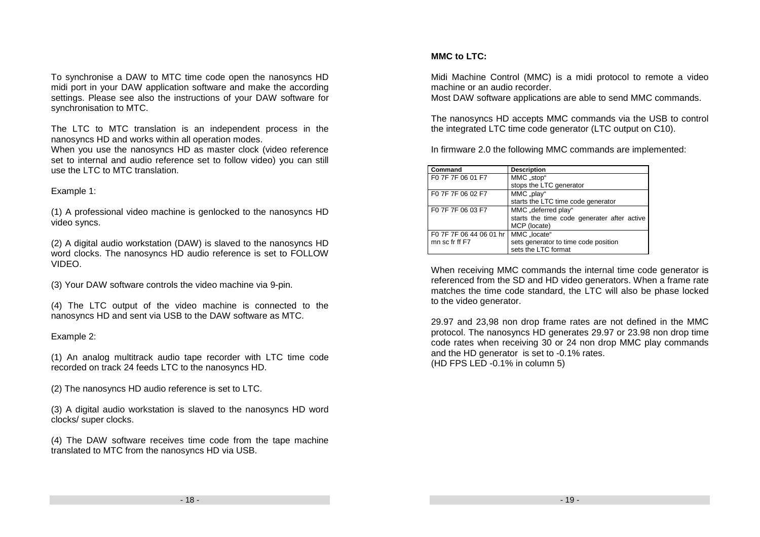To synchronise a DAW to MTC time code open the nanosyncs HD midi port in your DAW application software and make the according settings. Please see also the instructions of your DAW software for synchronisation to MTC.

The LTC to MTC translation is an independent process in the nanosyncs HD and works within all operation modes.
When you use the nanosyncs HD as master clock (video reference set to internal and audio reference set to follow video) you can still use the LTC to MTC translation.

Example 1:

(1) A professional video machine is genlocked to the nanosyncs HD video syncs.

(2) A digital audio workstation (DAW) is slaved to the nanosyncs HD word clocks. The nanosyncs HD audio reference is set to FOLLOW VIDEO.

(3) Your DAW software controls the video machine via 9-pin.

(4) The LTC output of the video machine is connected to the nanosyncs HD and sent via USB to the DAW software as MTC.

Example 2:

(1) An analog multitrack audio tape recorder with LTC time code recorded on track 24 feeds LTC to the nanosyncs HD.

(2) The nanosyncs HD audio reference is set to LTC.

(3) A digital audio workstation is slaved to the nanosyncs HD word clocks/ super clocks.

(4) The DAW software receives time code from the tape machine translated to MTC from the nanosyncs HD via USB.

**MMC to LTC:**

Midi Machine Control (MMC) is a midi protocol to remote a video machine or an audio recorder.
Most DAW software applications are able to send MMC commands.

The nanosyncs HD accepts MMC commands via the USB to control the integrated LTC time code generator (LTC output on C10).

In firmware 2.0 the following MMC commands are implemented:

| Command | Description |
|---|---|
| F0 7F 7F 06 01 F7 | MMC „stop“ stops the LTC generator |
| F0 7F 7F 06 02 F7 | MMC „play“ starts the LTC time code generator |
| F0 7F 7F 06 03 F7 | MMC „deferred play“ starts the time code generater after active MCP (locate) |
| F0 7F 7F 06 44 06 01 hr mn sc fr ff F7 | MMC „locate“ sets generator to time code position sets the LTC format |

When receiving MMC commands the internal time code generator is referenced from the SD and HD video generators. When a frame rate matches the time code standard, the LTC will also be phase locked to the video generator.

29.97 and 23,98 non drop frame rates are not defined in the MMC protocol. The nanosyncs HD generates 29.97 or 23.98 non drop time code rates when receiving 30 or 24 non drop MMC play commands and the HD generator is set to -0.1% rates.
(HD FPS LED -0.1% in column 5)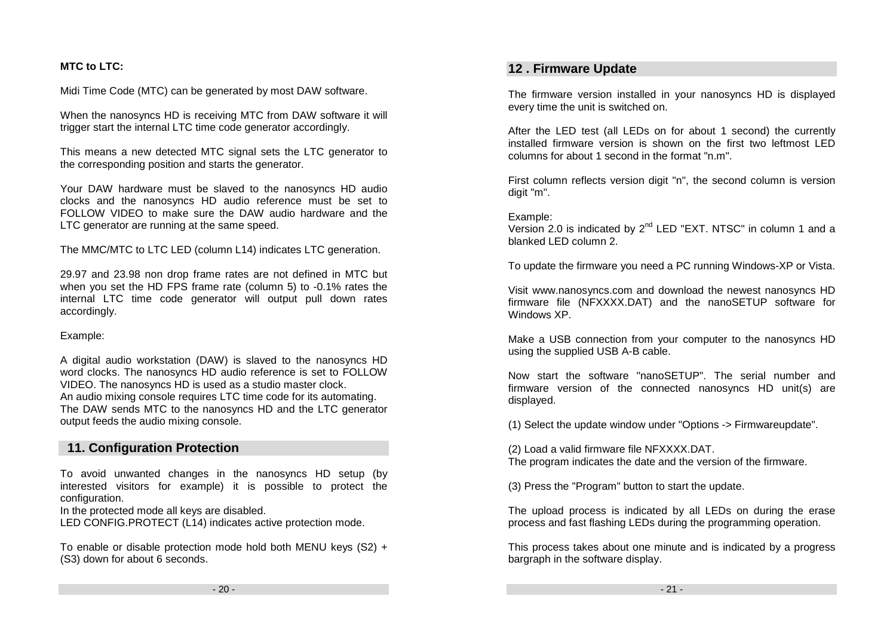**MTC to LTC:**

Midi Time Code (MTC) can be generated by most DAW software.

When the nanosyncs HD is receiving MTC from DAW software it will trigger start the internal LTC time code generator accordingly.

This means a new detected MTC signal sets the LTC generator to the corresponding position and starts the generator.

Your DAW hardware must be slaved to the nanosyncs HD audio clocks and the nanosyncs HD audio reference must be set to FOLLOW VIDEO to make sure the DAW audio hardware and the LTC generator are running at the same speed.

The MMC/MTC to LTC LED (column L14) indicates LTC generation.

29.97 and 23.98 non drop frame rates are not defined in MTC but when you set the HD FPS frame rate (column 5) to -0.1% rates the internal LTC time code generator will output pull down rates accordingly.

Example:

A digital audio workstation (DAW) is slaved to the nanosyncs HD word clocks. The nanosyncs HD audio reference is set to FOLLOW VIDEO. The nanosyncs HD is used as a studio master clock.
An audio mixing console requires LTC time code for its automating.
The DAW sends MTC to the nanosyncs HD and the LTC generator output feeds the audio mixing console.

## 11. Configuration Protection

To avoid unwanted changes in the nanosyncs HD setup (by interested visitors for example) it is possible to protect the configuration.
In the protected mode all keys are disabled.
LED CONFIG.PROTECT (L14) indicates active protection mode.

To enable or disable protection mode hold both MENU keys (S2) + (S3) down for about 6 seconds.

## 12 . Firmware Update

The firmware version installed in your nanosyncs HD is displayed every time the unit is switched on.

After the LED test (all LEDs on for about 1 second) the currently installed firmware version is shown on the first two leftmost LED columns for about 1 second in the format "n.m".

First column reflects version digit "n", the second column is version digit "m".

Example:
Version 2.0 is indicated by 2nd LED "EXT. NTSC" in column 1 and a blanked LED column 2.

To update the firmware you need a PC running Windows-XP or Vista.

Visit www.nanosyncs.com and download the newest nanosyncs HD firmware file (NFXXXX.DAT) and the nanoSETUP software for Windows XP.

Make a USB connection from your computer to the nanosyncs HD using the supplied USB A-B cable.

Now start the software "nanoSETUP". The serial number and firmware version of the connected nanosyncs HD unit(s) are displayed.

(1) Select the update window under "Options -> Firmwareupdate".

(2) Load a valid firmware file NFXXXX.DAT.
The program indicates the date and the version of the firmware.

(3) Press the "Program" button to start the update.

The upload process is indicated by all LEDs on during the erase process and fast flashing LEDs during the programming operation.

This process takes about one minute and is indicated by a progress bargraph in the software display.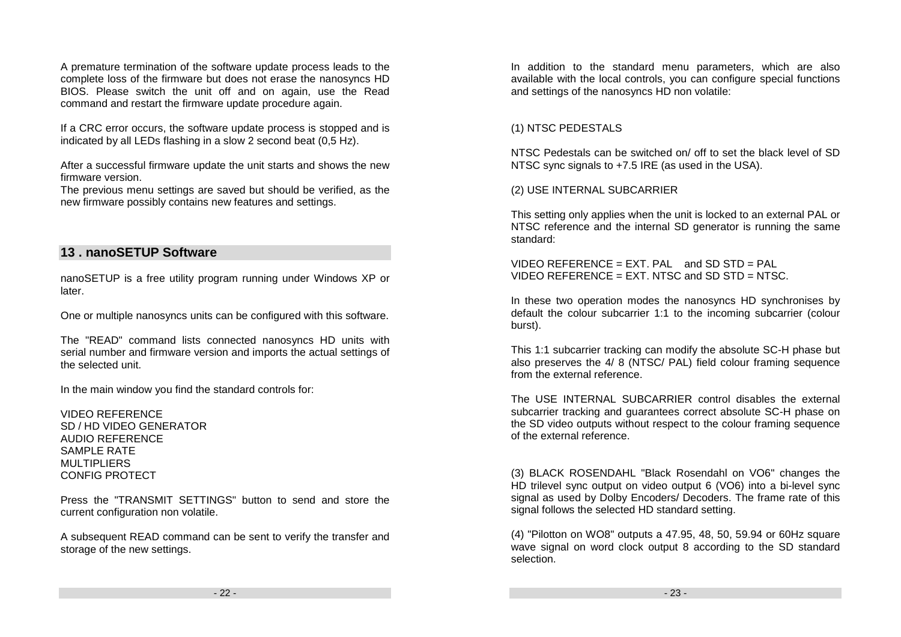A premature termination of the software update process leads to the complete loss of the firmware but does not erase the nanosyncs HD BIOS. Please switch the unit off and on again, use the Read command and restart the firmware update procedure again.

If a CRC error occurs, the software update process is stopped and is indicated by all LEDs flashing in a slow 2 second beat (0,5 Hz).

After a successful firmware update the unit starts and shows the new firmware version.
The previous menu settings are saved but should be verified, as the new firmware possibly contains new features and settings.

## 13 . nanoSETUP Software

nanoSETUP is a free utility program running under Windows XP or later.

One or multiple nanosyncs units can be configured with this software.

The "READ" command lists connected nanosyncs HD units with serial number and firmware version and imports the actual settings of the selected unit.

In the main window you find the standard controls for:

VIDEO REFERENCE
SD / HD VIDEO GENERATOR
AUDIO REFERENCE
SAMPLE RATE
MULTIPLIERS
CONFIG PROTECT

Press the "TRANSMIT SETTINGS" button to send and store the current configuration non volatile.

A subsequent READ command can be sent to verify the transfer and storage of the new settings.

In addition to the standard menu parameters, which are also available with the local controls, you can configure special functions and settings of the nanosyncs HD non volatile:

(1) NTSC PEDESTALS

NTSC Pedestals can be switched on/ off to set the black level of SD NTSC sync signals to +7.5 IRE (as used in the USA).

(2) USE INTERNAL SUBCARRIER

This setting only applies when the unit is locked to an external PAL or NTSC reference and the internal SD generator is running the same standard:

VIDEO REFERENCE = EXT. PAL and SD STD = PAL
VIDEO REFERENCE = EXT. NTSC and SD STD = NTSC.

In these two operation modes the nanosyncs HD synchronises by default the colour subcarrier 1:1 to the incoming subcarrier (colour burst).

This 1:1 subcarrier tracking can modify the absolute SC-H phase but also preserves the 4/ 8 (NTSC/ PAL) field colour framing sequence from the external reference.

The USE INTERNAL SUBCARRIER control disables the external subcarrier tracking and guarantees correct absolute SC-H phase on the SD video outputs without respect to the colour framing sequence of the external reference.

(3) BLACK ROSENDAHL "Black Rosendahl on VO6" changes the HD trilevel sync output on video output 6 (VO6) into a bi-level sync signal as used by Dolby Encoders/ Decoders. The frame rate of this signal follows the selected HD standard setting.

(4) "Pilotton on WO8" outputs a 47.95, 48, 50, 59.94 or 60Hz square wave signal on word clock output 8 according to the SD standard selection.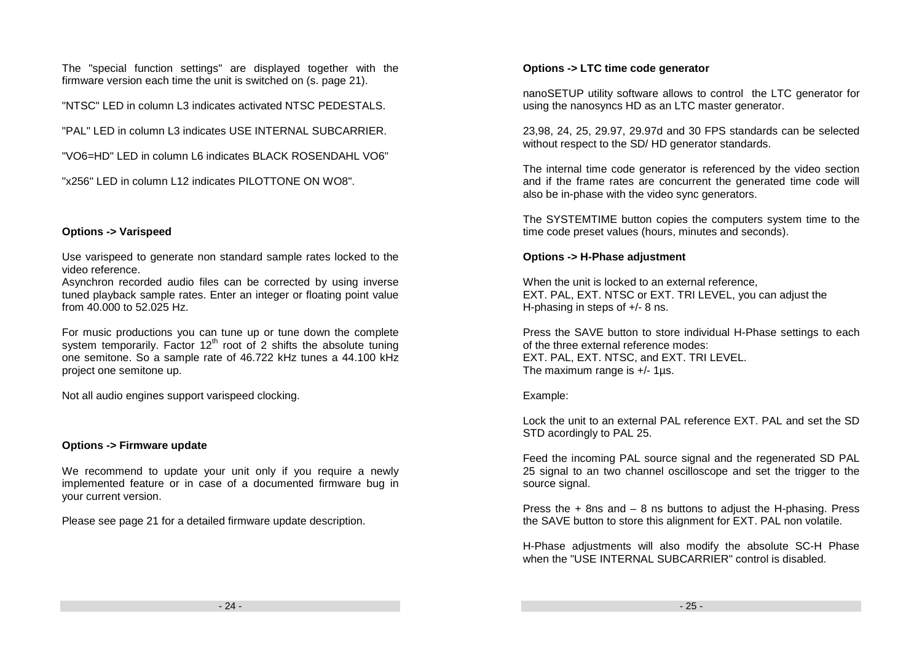The "special function settings" are displayed together with the firmware version each time the unit is switched on (s. page 21).

"NTSC" LED in column L3 indicates activated NTSC PEDESTALS.

"PAL" LED in column L3 indicates USE INTERNAL SUBCARRIER.

"VO6=HD" LED in column L6 indicates BLACK ROSENDAHL VO6"

"x256" LED in column L12 indicates PILOTTONE ON WO8".

**Options -> Varispeed**

Use varispeed to generate non standard sample rates locked to the video reference.
Asynchron recorded audio files can be corrected by using inverse tuned playback sample rates. Enter an integer or floating point value from 40.000 to 52.025 Hz.

For music productions you can tune up or tune down the complete system temporarily. Factor $12^{th}$ root of 2 shifts the absolute tuning one semitone. So a sample rate of 46.722 kHz tunes a 44.100 kHz project one semitone up.

Not all audio engines support varispeed clocking.

**Options -> Firmware update**

We recommend to update your unit only if you require a newly implemented feature or in case of a documented firmware bug in your current version.

Please see page 21 for a detailed firmware update description.

**Options -> LTC time code generator**

nanoSETUP utility software allows to control the LTC generator for using the nanosyncs HD as an LTC master generator.

23,98, 24, 25, 29.97, 29.97d and 30 FPS standards can be selected without respect to the SD/ HD generator standards.

The internal time code generator is referenced by the video section and if the frame rates are concurrent the generated time code will also be in-phase with the video sync generators.

The SYSTEMTIME button copies the computers system time to the time code preset values (hours, minutes and seconds).

**Options -> H-Phase adjustment**

When the unit is locked to an external reference,
EXT. PAL, EXT. NTSC or EXT. TRI LEVEL, you can adjust the
H-phasing in steps of +/- 8 ns.

Press the SAVE button to store individual H-Phase settings to each of the three external reference modes:
EXT. PAL, EXT. NTSC, and EXT. TRI LEVEL.
The maximum range is +/- 1µs.

Example:

Lock the unit to an external PAL reference EXT. PAL and set the SD STD acordingly to PAL 25.

Feed the incoming PAL source signal and the regenerated SD PAL 25 signal to an two channel oscilloscope and set the trigger to the source signal.

Press the + 8ns and – 8 ns buttons to adjust the H-phasing. Press the SAVE button to store this alignment for EXT. PAL non volatile.

H-Phase adjustments will also modify the absolute SC-H Phase when the "USE INTERNAL SUBCARRIER" control is disabled.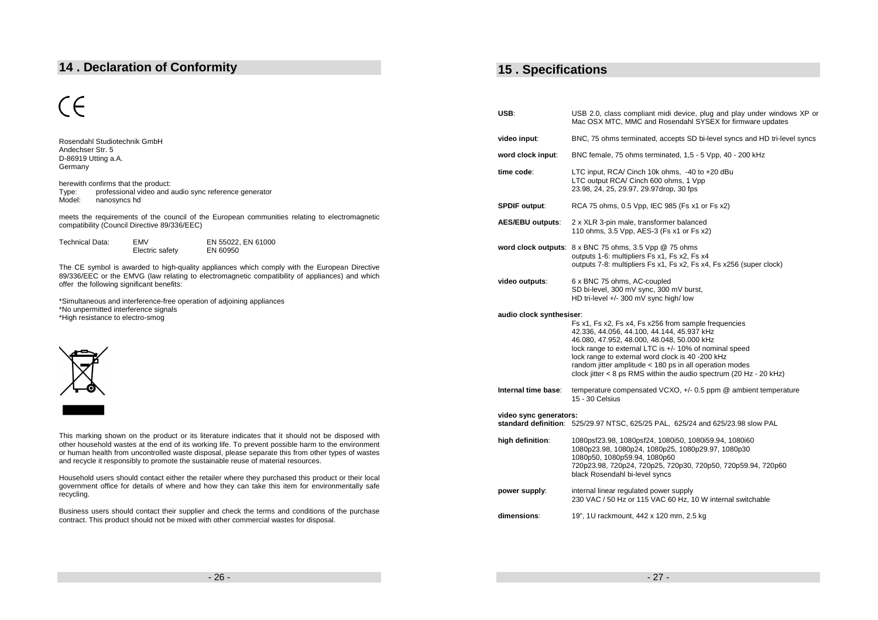## 14 . Declaration of Conformity

CE

Rosendahl Studiotechnik GmbH
Andechser Str. 5
D-86919 Utting a.A.
Germany

herewith confirms that the product:
Type: professional video and audio sync reference generator
Model: nanosyncs hd

meets the requirements of the council of the European communities relating to electromagnetic compatibility (Council Directive 89/336/EEC)

| | | |
|---|---|---|
| Technical Data: | EMV | EN 55022, EN 61000 |
| | Electric safety | EN 60950 |

The CE symbol is awarded to high-quality appliances which comply with the European Directive 89/336/EEC or the EMVG (law relating to electromagnetic compatibility of appliances) and which offer the following significant benefits:

*Simultaneous and interference-free operation of adjoining appliances
*No unpermitted interference signals
*High resistance to electro-smog

This marking shown on the product or its literature indicates that it should not be disposed with other household wastes at the end of its working life. To prevent possible harm to the environment or human health from uncontrolled waste disposal, please separate this from other types of wastes and recycle it responsibly to promote the sustainable reuse of material resources.

Household users should contact either the retailer where they purchased this product or their local government office for details of where and how they can take this item for environmentally safe recycling.

Business users should contact their supplier and check the terms and conditions of the purchase contract. This product should not be mixed with other commercial wastes for disposal.

## 15 . Specifications

**USB**: USB 2.0, class compliant midi device, plug and play under windows XP or Mac OSX MTC, MMC and Rosendahl SYSEX for firmware updates

**video input**: BNC, 75 ohms terminated, accepts SD bi-level syncs and HD tri-level syncs

**word clock input**: BNC female, 75 ohms terminated, 1,5 - 5 Vpp, 40 - 200 kHz

**time code**: LTC input, RCA/ Cinch 10k ohms, -40 to +20 dBu
LTC output RCA/ Cinch 600 ohms, 1 Vpp
23.98, 24, 25, 29.97, 29.97drop, 30 fps

**SPDIF output**: RCA 75 ohms, 0.5 Vpp, IEC 985 (Fs x1 or Fs x2)

**AES/EBU outputs**: 2 x XLR 3-pin male, transformer balanced
110 ohms, 3.5 Vpp, AES-3 (Fs x1 or Fs x2)

**word clock outputs**: 8 x BNC 75 ohms, 3.5 Vpp @ 75 ohms
outputs 1-6: multipliers Fs x1, Fs x2, Fs x4
outputs 7-8: multipliers Fs x1, Fs x2, Fs x4, Fs x256 (super clock)

**video outputs**: 6 x BNC 75 ohms, AC-coupled
SD bi-level, 300 mV sync, 300 mV burst,
HD tri-level +/- 300 mV sync high/ low

**audio clock synthesiser**:
Fs x1, Fs x2, Fs x4, Fs x256 from sample frequencies
42.336, 44.056, 44.100, 44.144, 45.937 kHz
46.080, 47.952, 48.000, 48.048, 50.000 kHz
lock range to external LTC is +/- 10% of nominal speed
lock range to external word clock is 40 -200 kHz
random jitter amplitude < 180 ps in all operation modes
clock jitter < 8 ps RMS within the audio spectrum (20 Hz - 20 kHz)

**Internal time base**: temperature compensated VCXO, +/- 0.5 ppm @ ambient temperature 15 - 30 Celsius

**video sync generators:**
**standard definition**: 525/29.97 NTSC, 625/25 PAL, 625/24 and 625/23.98 slow PAL

**high definition**: 1080psf23.98, 1080psf24, 1080i50, 1080i59.94, 1080i60
1080p23.98, 1080p24, 1080p25, 1080p29.97, 1080p30
1080p50, 1080p59.94, 1080p60
720p23.98, 720p24, 720p25, 720p30, 720p50, 720p59.94, 720p60
black Rosendahl bi-level syncs

**power supply**: internal linear regulated power supply
230 VAC / 50 Hz or 115 VAC 60 Hz, 10 W internal switchable

**dimensions**: 19", 1U rackmount, 442 x 120 mm, 2.5 kg